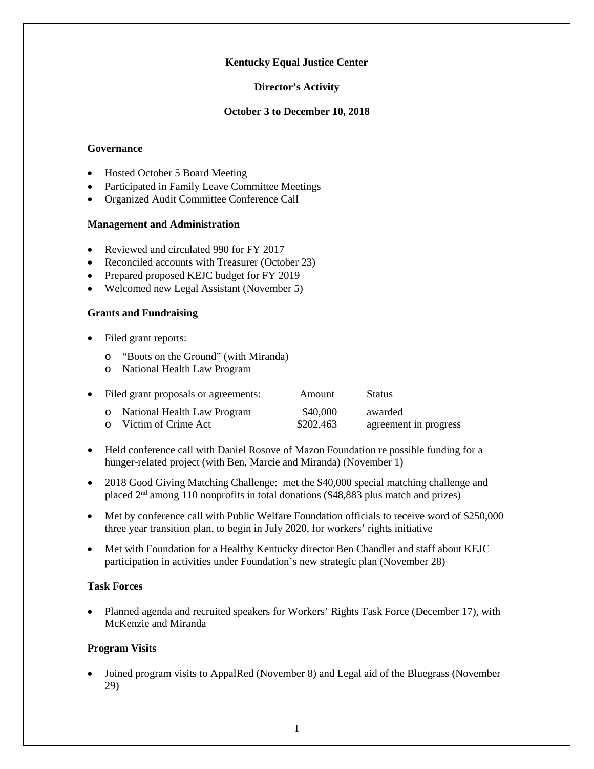**Kentucky Equal Justice Center**

**Director's Activity**

**October 3 to December 10, 2018**

**Governance**

- Hosted October 5 Board Meeting
- Participated in Family Leave Committee Meetings
- Organized Audit Committee Conference Call

**Management and Administration**

- Reviewed and circulated 990 for FY 2017
- Reconciled accounts with Treasurer (October 23)
- Prepared proposed KEJC budget for FY 2019
- Welcomed new Legal Assistant (November 5)

**Grants and Fundraising**

- Filed grant reports:
  - "Boots on the Ground" (with Miranda)
  - National Health Law Program
- Filed grant proposals or agreements:

| | Amount | Status |
|---|---|---|
| National Health Law Program | $40,000 | awarded |
| Victim of Crime Act | $202,463 | agreement in progress |

- Held conference call with Daniel Rosove of Mazon Foundation re possible funding for a hunger-related project (with Ben, Marcie and Miranda) (November 1)
- 2018 Good Giving Matching Challenge: met the $40,000 special matching challenge and placed 2nd among 110 nonprofits in total donations ($48,883 plus match and prizes)
- Met by conference call with Public Welfare Foundation officials to receive word of $250,000 three year transition plan, to begin in July 2020, for workers' rights initiative
- Met with Foundation for a Healthy Kentucky director Ben Chandler and staff about KEJC participation in activities under Foundation's new strategic plan (November 28)

**Task Forces**

- Planned agenda and recruited speakers for Workers' Rights Task Force (December 17), with McKenzie and Miranda

**Program Visits**

- Joined program visits to AppalRed (November 8) and Legal aid of the Bluegrass (November 29)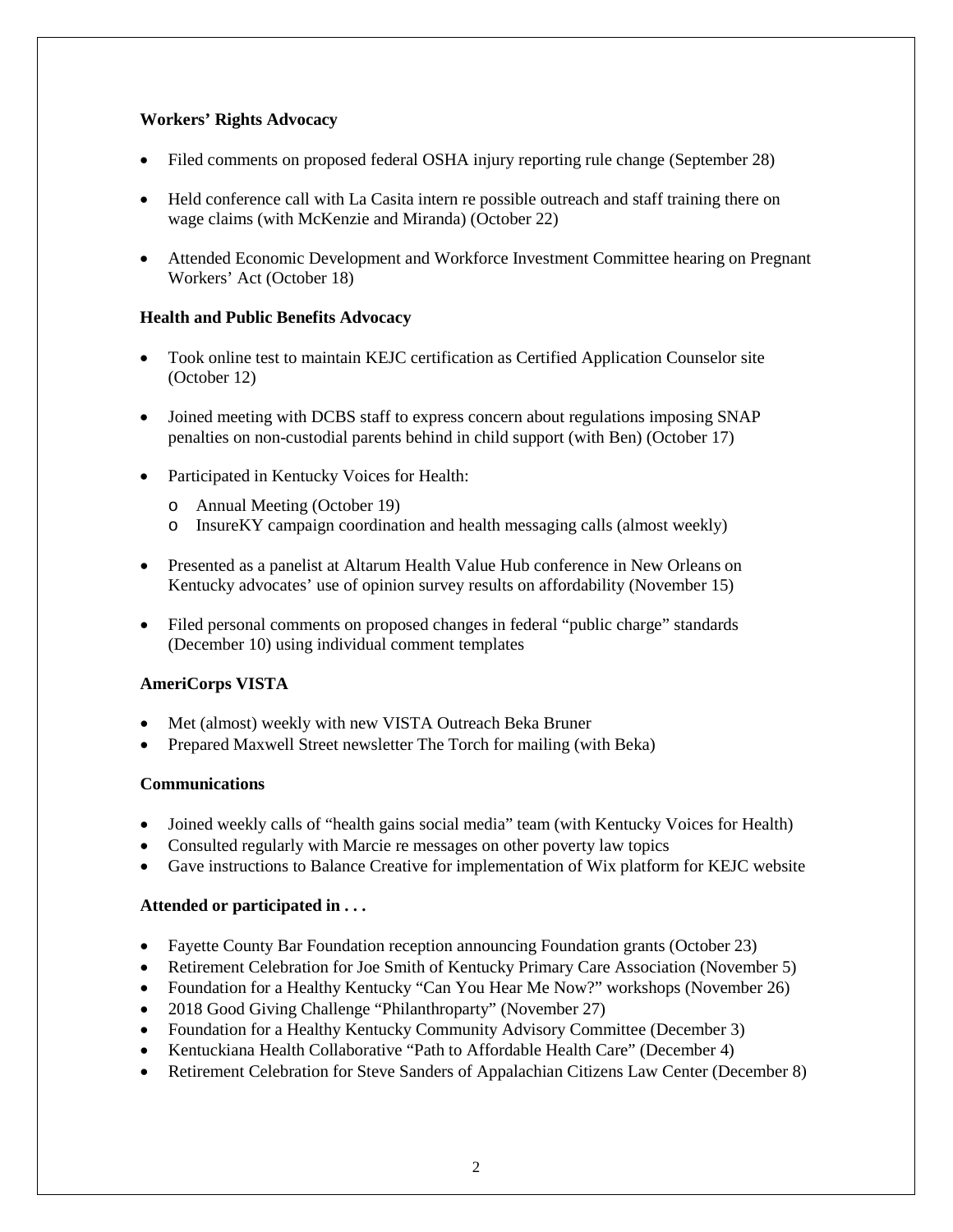**Workers' Rights Advocacy**

- Filed comments on proposed federal OSHA injury reporting rule change (September 28)
- Held conference call with La Casita intern re possible outreach and staff training there on wage claims (with McKenzie and Miranda) (October 22)
- Attended Economic Development and Workforce Investment Committee hearing on Pregnant Workers' Act (October 18)

**Health and Public Benefits Advocacy**

- Took online test to maintain KEJC certification as Certified Application Counselor site (October 12)
- Joined meeting with DCBS staff to express concern about regulations imposing SNAP penalties on non-custodial parents behind in child support (with Ben) (October 17)
- Participated in Kentucky Voices for Health:
  - Annual Meeting (October 19)
  - InsureKY campaign coordination and health messaging calls (almost weekly)
- Presented as a panelist at Altarum Health Value Hub conference in New Orleans on Kentucky advocates' use of opinion survey results on affordability (November 15)
- Filed personal comments on proposed changes in federal "public charge" standards (December 10) using individual comment templates

**AmeriCorps VISTA**

- Met (almost) weekly with new VISTA Outreach Beka Bruner
- Prepared Maxwell Street newsletter The Torch for mailing (with Beka)

**Communications**

- Joined weekly calls of "health gains social media" team (with Kentucky Voices for Health)
- Consulted regularly with Marcie re messages on other poverty law topics
- Gave instructions to Balance Creative for implementation of Wix platform for KEJC website

**Attended or participated in . . .**

- Fayette County Bar Foundation reception announcing Foundation grants (October 23)
- Retirement Celebration for Joe Smith of Kentucky Primary Care Association (November 5)
- Foundation for a Healthy Kentucky "Can You Hear Me Now?" workshops (November 26)
- 2018 Good Giving Challenge "Philanthroparty" (November 27)
- Foundation for a Healthy Kentucky Community Advisory Committee (December 3)
- Kentuckiana Health Collaborative "Path to Affordable Health Care" (December 4)
- Retirement Celebration for Steve Sanders of Appalachian Citizens Law Center (December 8)